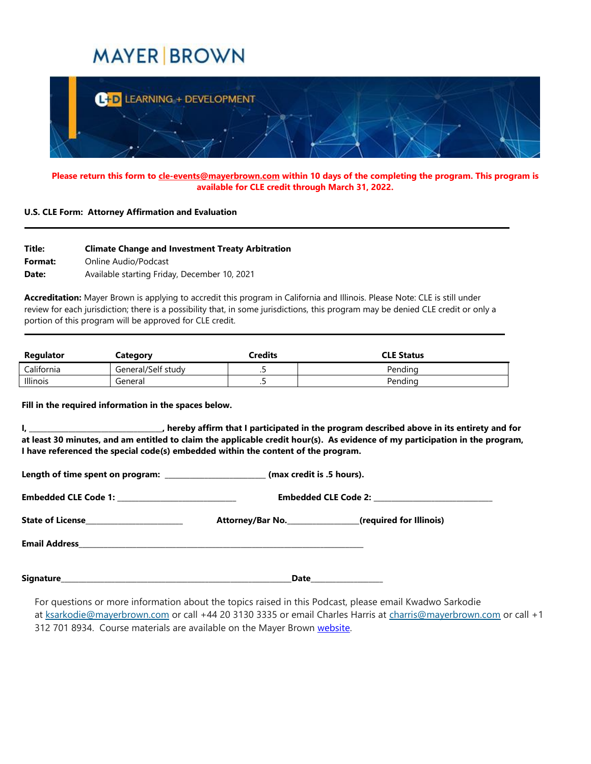# MAYER | BROWN

LEARNING + DEVELOPMENT

**Please return this form to cle-events@mayerbrown.com within 10 days of the completing the program. This program is available for CLE credit through March 31, 2022.**

**U.S. CLE Form: Attorney Affirmation and Evaluation**

---

**Title:** **Climate Change and Investment Treaty Arbitration**
**Format:** Online Audio/Podcast
**Date:** Available starting Friday, December 10, 2021

**Accreditation:** Mayer Brown is applying to accredit this program in California and Illinois. Please Note: CLE is still under review for each jurisdiction; there is a possibility that, in some jurisdictions, this program may be denied CLE credit or only a portion of this program will be approved for CLE credit.

---

| Regulator | Category | Credits | CLE Status |
|---|---|---|---|
| California | General/Self study | .5 | Pending |
| Illinois | General | .5 | Pending |

**Fill in the required information in the spaces below.**

**I, ______________________________, hereby affirm that I participated in the program described above in its entirety and for at least 30 minutes, and am entitled to claim the applicable credit hour(s). As evidence of my participation in the program, I have referenced the special code(s) embedded within the content of the program.**

**Length of time spent on program:** ______________________ **(max credit is .5 hours).**

**Embedded CLE Code 1:** ___________________________ **Embedded CLE Code 2:** ___________________________

**State of License**______________________ **Attorney/Bar No.**________________**(required for Illinois)**

**Email Address**_______________________________________________________________________

**Signature**_______________________________________________________**Date**________________

For questions or more information about the topics raised in this Podcast, please email Kwadwo Sarkodie at ksarkodie@mayerbrown.com or call +44 20 3130 3335 or email Charles Harris at charris@mayerbrown.com or call +1 312 701 8934. Course materials are available on the Mayer Brown website.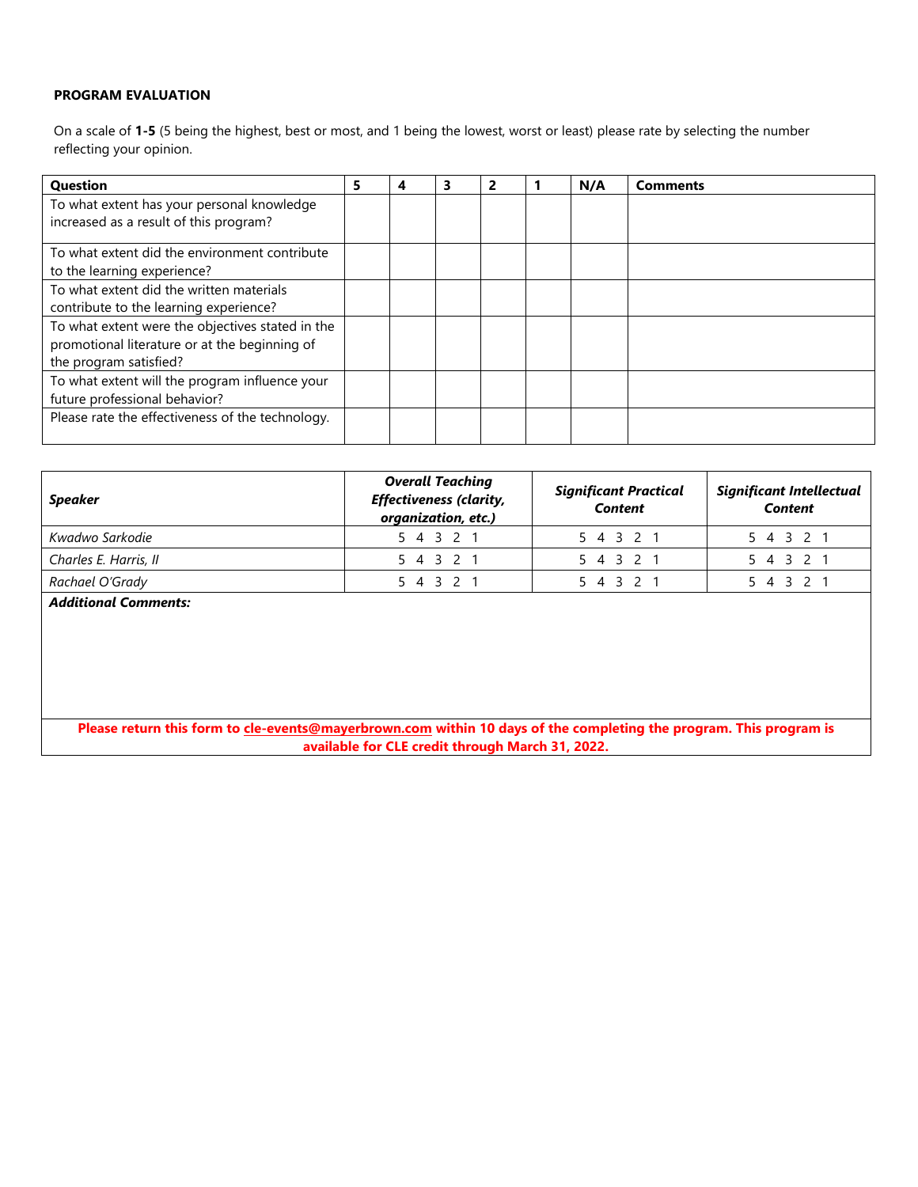**PROGRAM EVALUATION**

On a scale of **1-5** (5 being the highest, best or most, and 1 being the lowest, worst or least) please rate by selecting the number reflecting your opinion.

| **Question** | **5** | **4** | **3** | **2** | **1** | **N/A** | **Comments** |
|---|---|---|---|---|---|---|---|
| To what extent has your personal knowledge increased as a result of this program? | | | | | | | |
| To what extent did the environment contribute to the learning experience? | | | | | | | |
| To what extent did the written materials contribute to the learning experience? | | | | | | | |
| To what extent were the objectives stated in the promotional literature or at the beginning of the program satisfied? | | | | | | | |
| To what extent will the program influence your future professional behavior? | | | | | | | |
| Please rate the effectiveness of the technology. | | | | | | | |

| ***Speaker*** | ***Overall Teaching Effectiveness (clarity, organization, etc.)*** | ***Significant Practical Content*** | ***Significant Intellectual Content*** |
|---|---|---|---|
| *Kwadwo Sarkodie* | 5 4 3 2 1 | 5 4 3 2 1 | 5 4 3 2 1 |
| *Charles E. Harris, II* | 5 4 3 2 1 | 5 4 3 2 1 | 5 4 3 2 1 |
| *Rachael O'Grady* | 5 4 3 2 1 | 5 4 3 2 1 | 5 4 3 2 1 |

***Additional Comments:***

**Please return this form to cle-events@mayerbrown.com within 10 days of the completing the program. This program is available for CLE credit through March 31, 2022.**